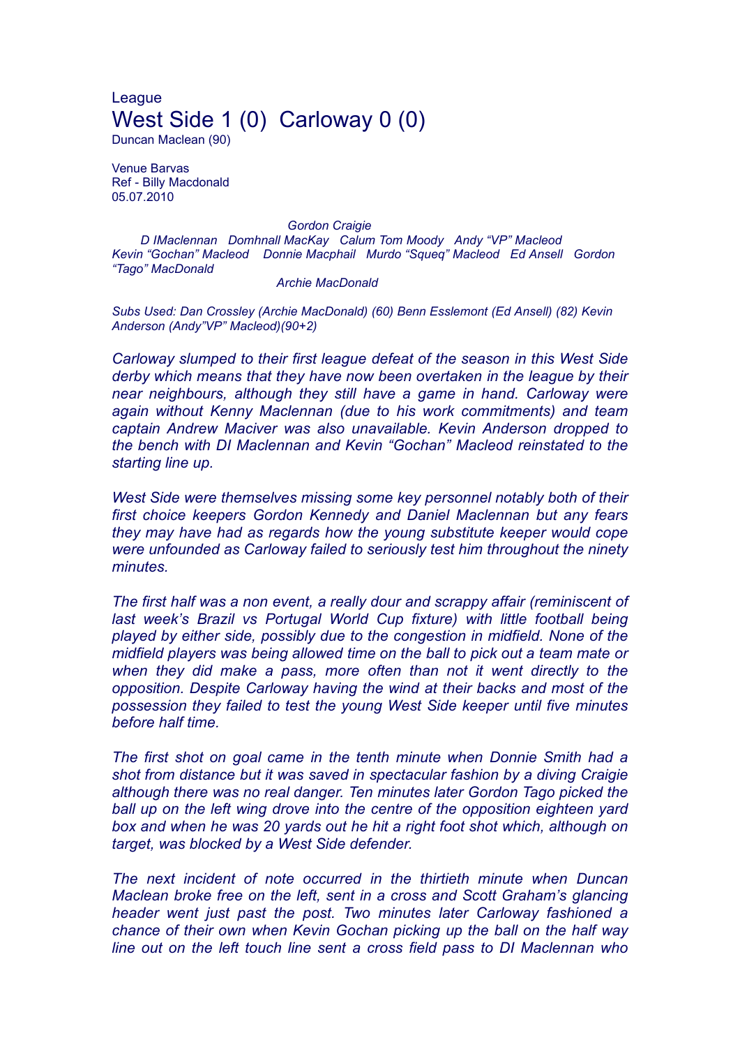League

# West Side 1 (0) Carloway 0 (0)

Duncan Maclean (90)

Venue Barvas
Ref - Billy Macdonald
05.07.2010

*Gordon Craigie*

*D IMaclennan Domhnall MacKay Calum Tom Moody Andy "VP" Macleod*
*Kevin "Gochan" Macleod Donnie Macphail Murdo "Squeq" Macleod Ed Ansell Gordon "Tago" MacDonald*

*Archie MacDonald*

*Subs Used: Dan Crossley (Archie MacDonald) (60) Benn Esslemont (Ed Ansell) (82) Kevin Anderson (Andy"VP" Macleod)(90+2)*

*Carloway slumped to their first league defeat of the season in this West Side derby which means that they have now been overtaken in the league by their near neighbours, although they still have a game in hand. Carloway were again without Kenny Maclennan (due to his work commitments) and team captain Andrew Maciver was also unavailable. Kevin Anderson dropped to the bench with DI Maclennan and Kevin "Gochan" Macleod reinstated to the starting line up.*

*West Side were themselves missing some key personnel notably both of their first choice keepers Gordon Kennedy and Daniel Maclennan but any fears they may have had as regards how the young substitute keeper would cope were unfounded as Carloway failed to seriously test him throughout the ninety minutes.*

*The first half was a non event, a really dour and scrappy affair (reminiscent of last week's Brazil vs Portugal World Cup fixture) with little football being played by either side, possibly due to the congestion in midfield. None of the midfield players was being allowed time on the ball to pick out a team mate or when they did make a pass, more often than not it went directly to the opposition. Despite Carloway having the wind at their backs and most of the possession they failed to test the young West Side keeper until five minutes before half time.*

*The first shot on goal came in the tenth minute when Donnie Smith had a shot from distance but it was saved in spectacular fashion by a diving Craigie although there was no real danger. Ten minutes later Gordon Tago picked the ball up on the left wing drove into the centre of the opposition eighteen yard box and when he was 20 yards out he hit a right foot shot which, although on target, was blocked by a West Side defender.*

*The next incident of note occurred in the thirtieth minute when Duncan Maclean broke free on the left, sent in a cross and Scott Graham's glancing header went just past the post. Two minutes later Carloway fashioned a chance of their own when Kevin Gochan picking up the ball on the half way line out on the left touch line sent a cross field pass to DI Maclennan who*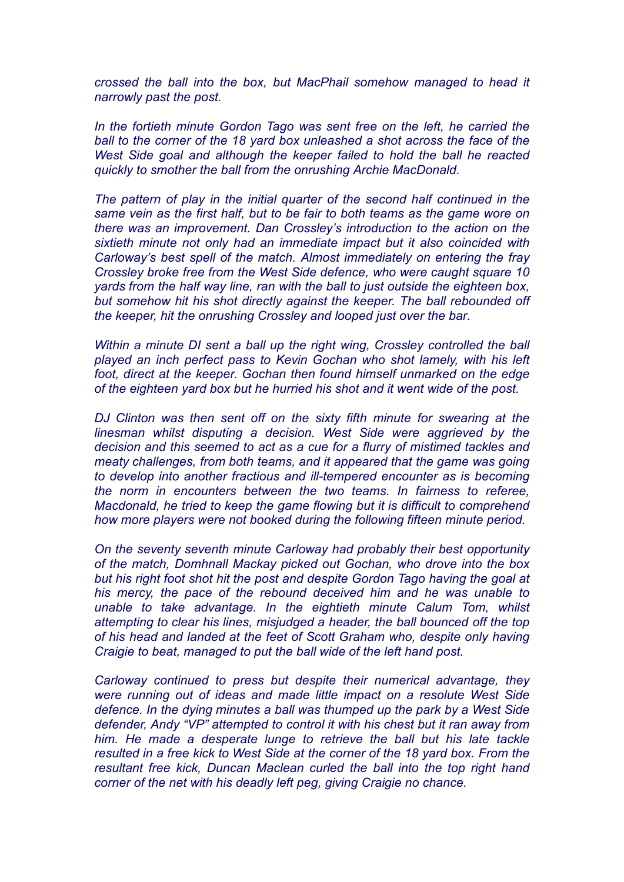*crossed the ball into the box, but MacPhail somehow managed to head it narrowly past the post.*

*In the fortieth minute Gordon Tago was sent free on the left, he carried the ball to the corner of the 18 yard box unleashed a shot across the face of the West Side goal and although the keeper failed to hold the ball he reacted quickly to smother the ball from the onrushing Archie MacDonald.*

*The pattern of play in the initial quarter of the second half continued in the same vein as the first half, but to be fair to both teams as the game wore on there was an improvement. Dan Crossley's introduction to the action on the sixtieth minute not only had an immediate impact but it also coincided with Carloway's best spell of the match. Almost immediately on entering the fray Crossley broke free from the West Side defence, who were caught square 10 yards from the half way line, ran with the ball to just outside the eighteen box, but somehow hit his shot directly against the keeper. The ball rebounded off the keeper, hit the onrushing Crossley and looped just over the bar.*

*Within a minute DI sent a ball up the right wing, Crossley controlled the ball played an inch perfect pass to Kevin Gochan who shot lamely, with his left foot, direct at the keeper. Gochan then found himself unmarked on the edge of the eighteen yard box but he hurried his shot and it went wide of the post.*

*DJ Clinton was then sent off on the sixty fifth minute for swearing at the linesman whilst disputing a decision. West Side were aggrieved by the decision and this seemed to act as a cue for a flurry of mistimed tackles and meaty challenges, from both teams, and it appeared that the game was going to develop into another fractious and ill-tempered encounter as is becoming the norm in encounters between the two teams. In fairness to referee, Macdonald, he tried to keep the game flowing but it is difficult to comprehend how more players were not booked during the following fifteen minute period.*

*On the seventy seventh minute Carloway had probably their best opportunity of the match, Domhnall Mackay picked out Gochan, who drove into the box but his right foot shot hit the post and despite Gordon Tago having the goal at his mercy, the pace of the rebound deceived him and he was unable to unable to take advantage. In the eightieth minute Calum Tom, whilst attempting to clear his lines, misjudged a header, the ball bounced off the top of his head and landed at the feet of Scott Graham who, despite only having Craigie to beat, managed to put the ball wide of the left hand post.*

*Carloway continued to press but despite their numerical advantage, they were running out of ideas and made little impact on a resolute West Side defence. In the dying minutes a ball was thumped up the park by a West Side defender, Andy "VP" attempted to control it with his chest but it ran away from him. He made a desperate lunge to retrieve the ball but his late tackle resulted in a free kick to West Side at the corner of the 18 yard box. From the resultant free kick, Duncan Maclean curled the ball into the top right hand corner of the net with his deadly left peg, giving Craigie no chance.*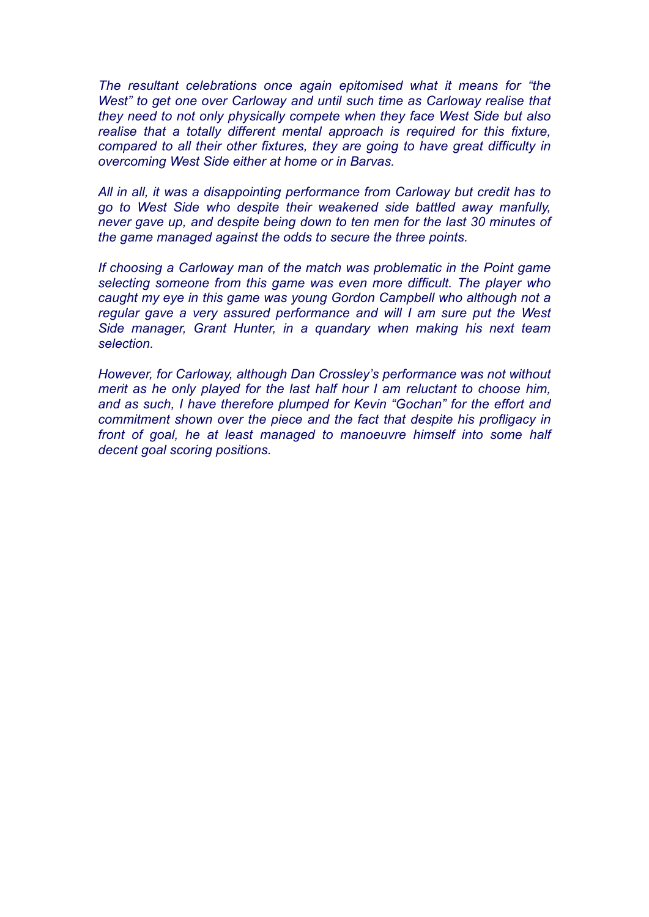*The resultant celebrations once again epitomised what it means for "the West" to get one over Carloway and until such time as Carloway realise that they need to not only physically compete when they face West Side but also realise that a totally different mental approach is required for this fixture, compared to all their other fixtures, they are going to have great difficulty in overcoming West Side either at home or in Barvas.*

*All in all, it was a disappointing performance from Carloway but credit has to go to West Side who despite their weakened side battled away manfully, never gave up, and despite being down to ten men for the last 30 minutes of the game managed against the odds to secure the three points.*

*If choosing a Carloway man of the match was problematic in the Point game selecting someone from this game was even more difficult. The player who caught my eye in this game was young Gordon Campbell who although not a regular gave a very assured performance and will I am sure put the West Side manager, Grant Hunter, in a quandary when making his next team selection.*

*However, for Carloway, although Dan Crossley's performance was not without merit as he only played for the last half hour I am reluctant to choose him, and as such, I have therefore plumped for Kevin "Gochan" for the effort and commitment shown over the piece and the fact that despite his profligacy in front of goal, he at least managed to manoeuvre himself into some half decent goal scoring positions.*